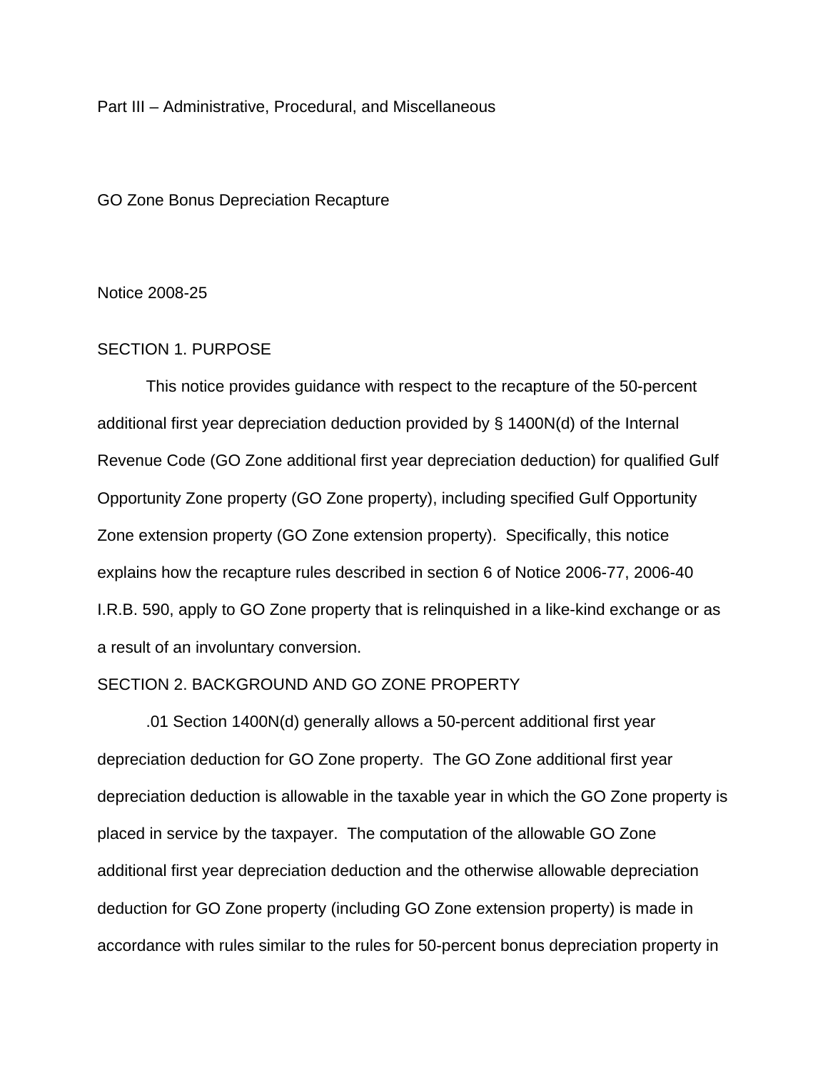Part III – Administrative, Procedural, and Miscellaneous

# GO Zone Bonus Depreciation Recapture

Notice 2008-25

## SECTION 1. PURPOSE

This notice provides guidance with respect to the recapture of the 50-percent additional first year depreciation deduction provided by § 1400N(d) of the Internal Revenue Code (GO Zone additional first year depreciation deduction) for qualified Gulf Opportunity Zone property (GO Zone property), including specified Gulf Opportunity Zone extension property (GO Zone extension property). Specifically, this notice explains how the recapture rules described in section 6 of Notice 2006-77, 2006-40 I.R.B. 590, apply to GO Zone property that is relinquished in a like-kind exchange or as a result of an involuntary conversion.

## SECTION 2. BACKGROUND AND GO ZONE PROPERTY

.01 Section 1400N(d) generally allows a 50-percent additional first year depreciation deduction for GO Zone property. The GO Zone additional first year depreciation deduction is allowable in the taxable year in which the GO Zone property is placed in service by the taxpayer. The computation of the allowable GO Zone additional first year depreciation deduction and the otherwise allowable depreciation deduction for GO Zone property (including GO Zone extension property) is made in accordance with rules similar to the rules for 50-percent bonus depreciation property in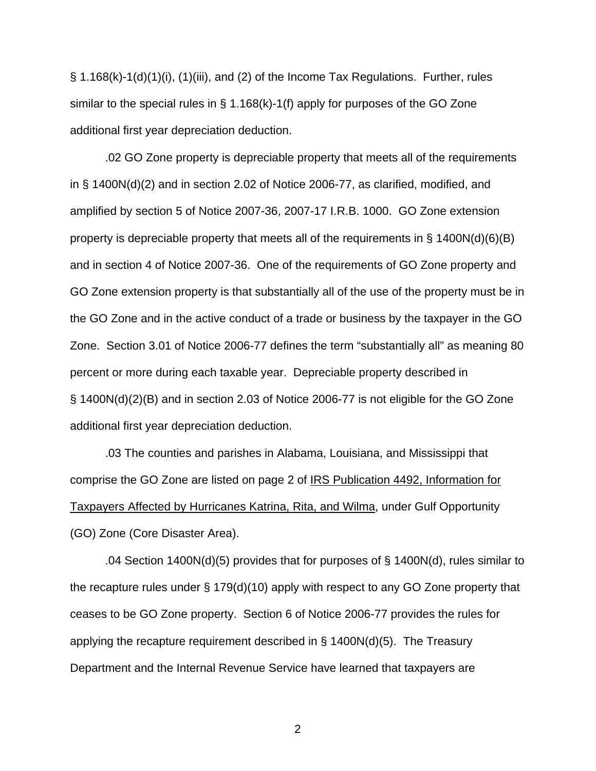§ 1.168(k)-1(d)(1)(i), (1)(iii), and (2) of the Income Tax Regulations. Further, rules similar to the special rules in § 1.168(k)-1(f) apply for purposes of the GO Zone additional first year depreciation deduction.

.02 GO Zone property is depreciable property that meets all of the requirements in § 1400N(d)(2) and in section 2.02 of Notice 2006-77, as clarified, modified, and amplified by section 5 of Notice 2007-36, 2007-17 I.R.B. 1000. GO Zone extension property is depreciable property that meets all of the requirements in § 1400N(d)(6)(B) and in section 4 of Notice 2007-36. One of the requirements of GO Zone property and GO Zone extension property is that substantially all of the use of the property must be in the GO Zone and in the active conduct of a trade or business by the taxpayer in the GO Zone. Section 3.01 of Notice 2006-77 defines the term "substantially all" as meaning 80 percent or more during each taxable year. Depreciable property described in § 1400N(d)(2)(B) and in section 2.03 of Notice 2006-77 is not eligible for the GO Zone additional first year depreciation deduction.

.03 The counties and parishes in Alabama, Louisiana, and Mississippi that comprise the GO Zone are listed on page 2 of IRS Publication 4492, Information for Taxpayers Affected by Hurricanes Katrina, Rita, and Wilma, under Gulf Opportunity (GO) Zone (Core Disaster Area).

.04 Section 1400N(d)(5) provides that for purposes of § 1400N(d), rules similar to the recapture rules under § 179(d)(10) apply with respect to any GO Zone property that ceases to be GO Zone property. Section 6 of Notice 2006-77 provides the rules for applying the recapture requirement described in § 1400N(d)(5). The Treasury Department and the Internal Revenue Service have learned that taxpayers are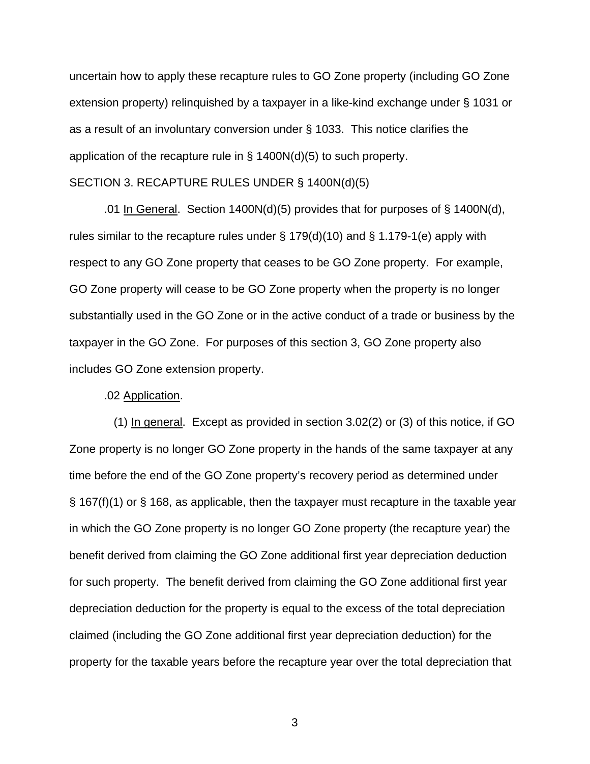uncertain how to apply these recapture rules to GO Zone property (including GO Zone extension property) relinquished by a taxpayer in a like-kind exchange under § 1031 or as a result of an involuntary conversion under § 1033. This notice clarifies the application of the recapture rule in § 1400N(d)(5) to such property.

SECTION 3. RECAPTURE RULES UNDER § 1400N(d)(5)

.01 In General. Section 1400N(d)(5) provides that for purposes of § 1400N(d), rules similar to the recapture rules under § 179(d)(10) and § 1.179-1(e) apply with respect to any GO Zone property that ceases to be GO Zone property. For example, GO Zone property will cease to be GO Zone property when the property is no longer substantially used in the GO Zone or in the active conduct of a trade or business by the taxpayer in the GO Zone. For purposes of this section 3, GO Zone property also includes GO Zone extension property.

.02 Application.

(1) In general. Except as provided in section 3.02(2) or (3) of this notice, if GO Zone property is no longer GO Zone property in the hands of the same taxpayer at any time before the end of the GO Zone property's recovery period as determined under § 167(f)(1) or § 168, as applicable, then the taxpayer must recapture in the taxable year in which the GO Zone property is no longer GO Zone property (the recapture year) the benefit derived from claiming the GO Zone additional first year depreciation deduction for such property. The benefit derived from claiming the GO Zone additional first year depreciation deduction for the property is equal to the excess of the total depreciation claimed (including the GO Zone additional first year depreciation deduction) for the property for the taxable years before the recapture year over the total depreciation that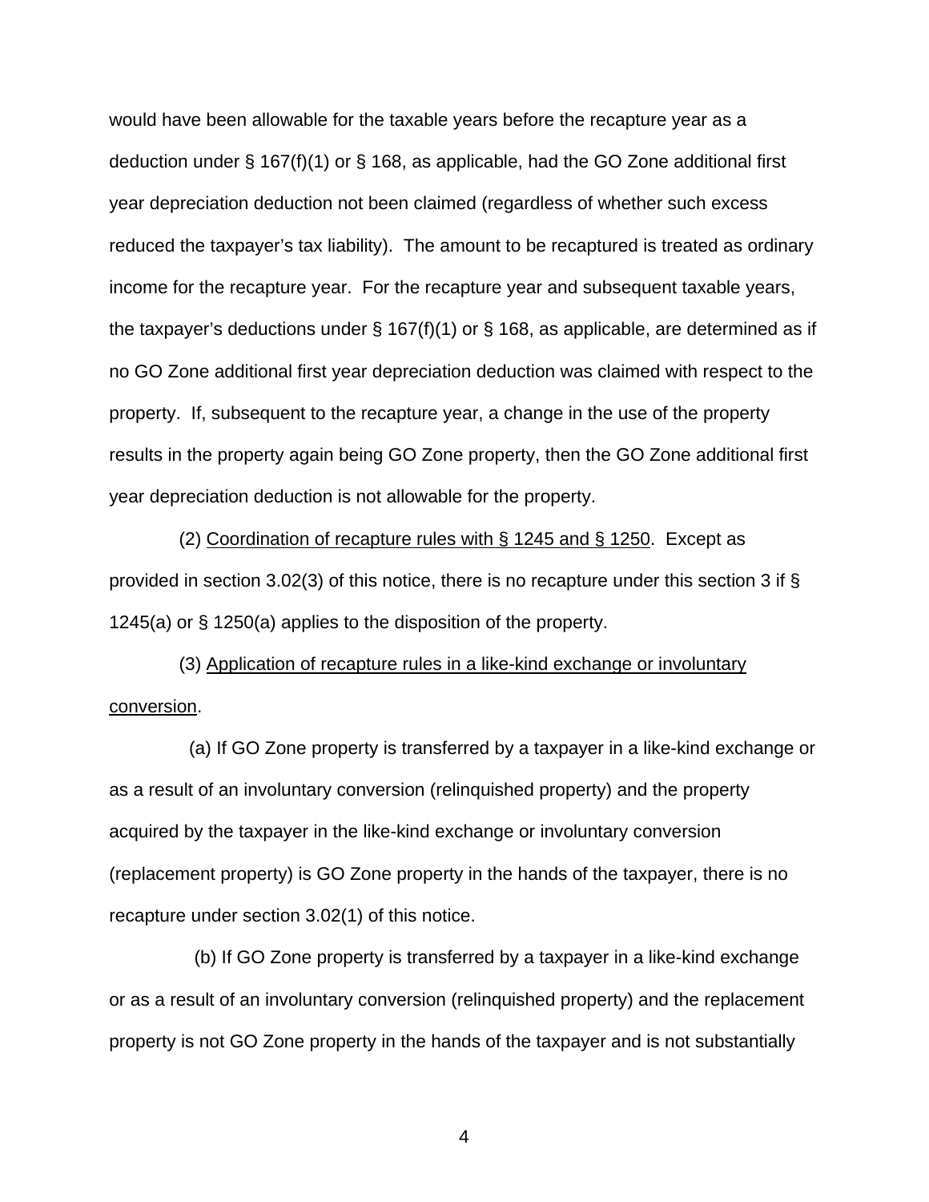would have been allowable for the taxable years before the recapture year as a deduction under § 167(f)(1) or § 168, as applicable, had the GO Zone additional first year depreciation deduction not been claimed (regardless of whether such excess reduced the taxpayer's tax liability). The amount to be recaptured is treated as ordinary income for the recapture year. For the recapture year and subsequent taxable years, the taxpayer's deductions under § 167(f)(1) or § 168, as applicable, are determined as if no GO Zone additional first year depreciation deduction was claimed with respect to the property. If, subsequent to the recapture year, a change in the use of the property results in the property again being GO Zone property, then the GO Zone additional first year depreciation deduction is not allowable for the property.

(2) Coordination of recapture rules with § 1245 and § 1250. Except as provided in section 3.02(3) of this notice, there is no recapture under this section 3 if § 1245(a) or § 1250(a) applies to the disposition of the property.

(3) Application of recapture rules in a like-kind exchange or involuntary conversion.

(a) If GO Zone property is transferred by a taxpayer in a like-kind exchange or as a result of an involuntary conversion (relinquished property) and the property acquired by the taxpayer in the like-kind exchange or involuntary conversion (replacement property) is GO Zone property in the hands of the taxpayer, there is no recapture under section 3.02(1) of this notice.

(b) If GO Zone property is transferred by a taxpayer in a like-kind exchange or as a result of an involuntary conversion (relinquished property) and the replacement property is not GO Zone property in the hands of the taxpayer and is not substantially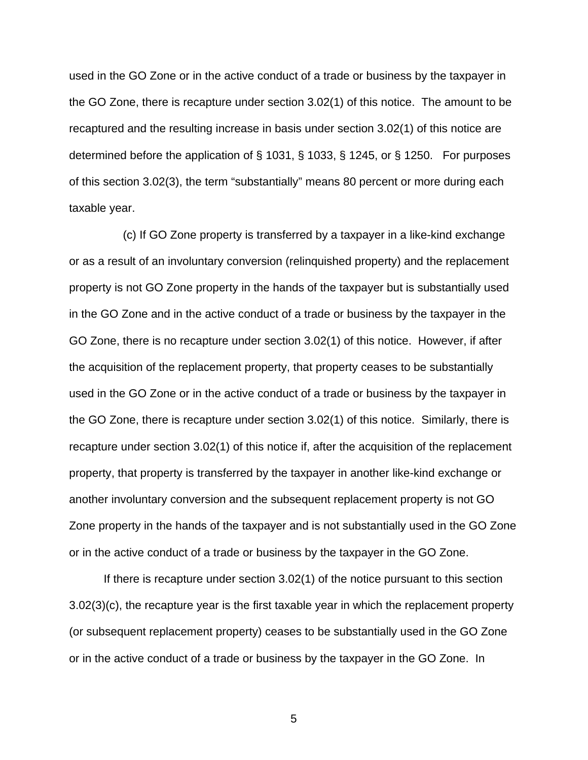used in the GO Zone or in the active conduct of a trade or business by the taxpayer in the GO Zone, there is recapture under section 3.02(1) of this notice. The amount to be recaptured and the resulting increase in basis under section 3.02(1) of this notice are determined before the application of § 1031, § 1033, § 1245, or § 1250. For purposes of this section 3.02(3), the term "substantially" means 80 percent or more during each taxable year.

(c) If GO Zone property is transferred by a taxpayer in a like-kind exchange or as a result of an involuntary conversion (relinquished property) and the replacement property is not GO Zone property in the hands of the taxpayer but is substantially used in the GO Zone and in the active conduct of a trade or business by the taxpayer in the GO Zone, there is no recapture under section 3.02(1) of this notice. However, if after the acquisition of the replacement property, that property ceases to be substantially used in the GO Zone or in the active conduct of a trade or business by the taxpayer in the GO Zone, there is recapture under section 3.02(1) of this notice. Similarly, there is recapture under section 3.02(1) of this notice if, after the acquisition of the replacement property, that property is transferred by the taxpayer in another like-kind exchange or another involuntary conversion and the subsequent replacement property is not GO Zone property in the hands of the taxpayer and is not substantially used in the GO Zone or in the active conduct of a trade or business by the taxpayer in the GO Zone.

If there is recapture under section 3.02(1) of the notice pursuant to this section 3.02(3)(c), the recapture year is the first taxable year in which the replacement property (or subsequent replacement property) ceases to be substantially used in the GO Zone or in the active conduct of a trade or business by the taxpayer in the GO Zone. In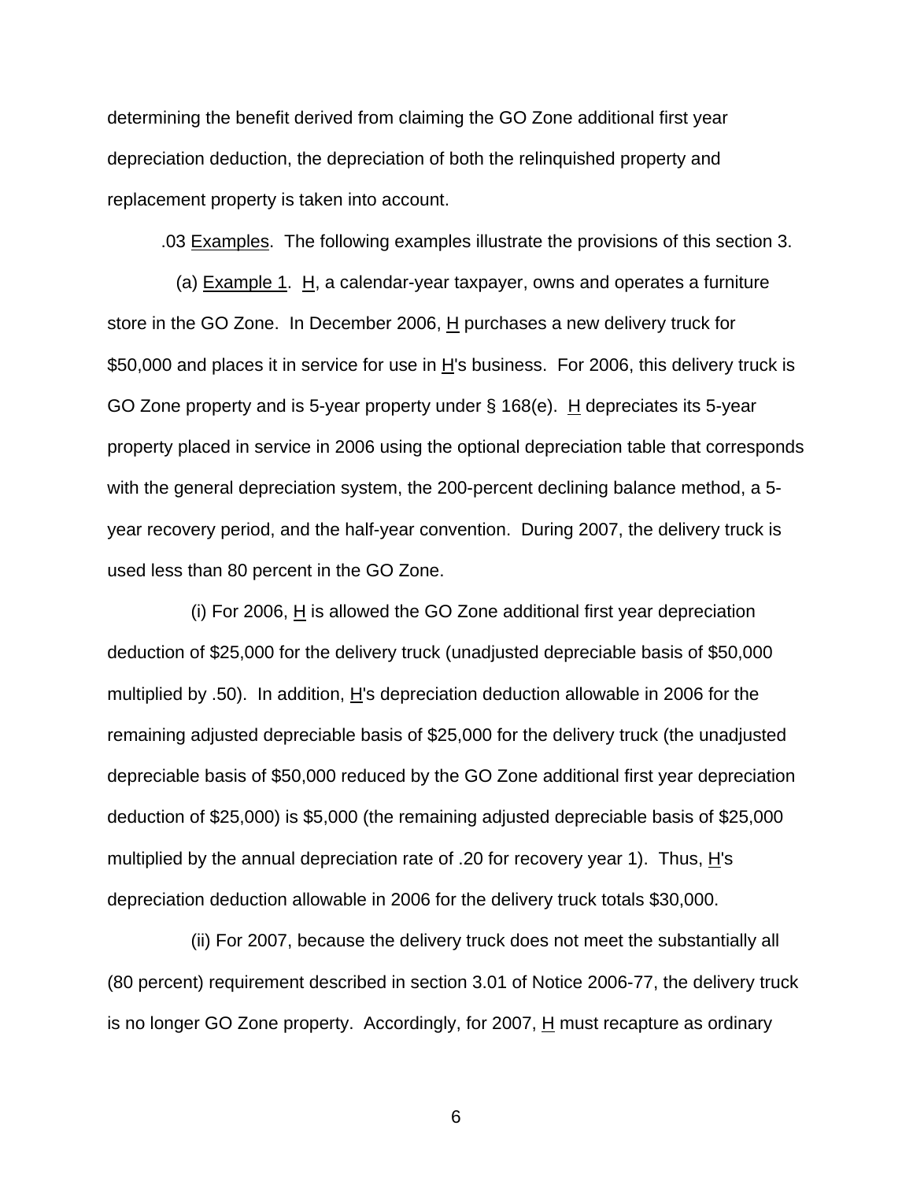determining the benefit derived from claiming the GO Zone additional first year depreciation deduction, the depreciation of both the relinquished property and replacement property is taken into account.

.03 Examples. The following examples illustrate the provisions of this section 3.

(a) Example 1. H, a calendar-year taxpayer, owns and operates a furniture store in the GO Zone. In December 2006, H purchases a new delivery truck for $50,000 and places it in service for use in H's business. For 2006, this delivery truck is GO Zone property and is 5-year property under § 168(e). H depreciates its 5-year property placed in service in 2006 using the optional depreciation table that corresponds with the general depreciation system, the 200-percent declining balance method, a 5-year recovery period, and the half-year convention. During 2007, the delivery truck is used less than 80 percent in the GO Zone.

(i) For 2006, H is allowed the GO Zone additional first year depreciation deduction of $25,000 for the delivery truck (unadjusted depreciable basis of $50,000 multiplied by .50). In addition, H's depreciation deduction allowable in 2006 for the remaining adjusted depreciable basis of $25,000 for the delivery truck (the unadjusted depreciable basis of $50,000 reduced by the GO Zone additional first year depreciation deduction of $25,000) is $5,000 (the remaining adjusted depreciable basis of $25,000 multiplied by the annual depreciation rate of .20 for recovery year 1). Thus, H's depreciation deduction allowable in 2006 for the delivery truck totals $30,000.

(ii) For 2007, because the delivery truck does not meet the substantially all (80 percent) requirement described in section 3.01 of Notice 2006-77, the delivery truck is no longer GO Zone property. Accordingly, for 2007, H must recapture as ordinary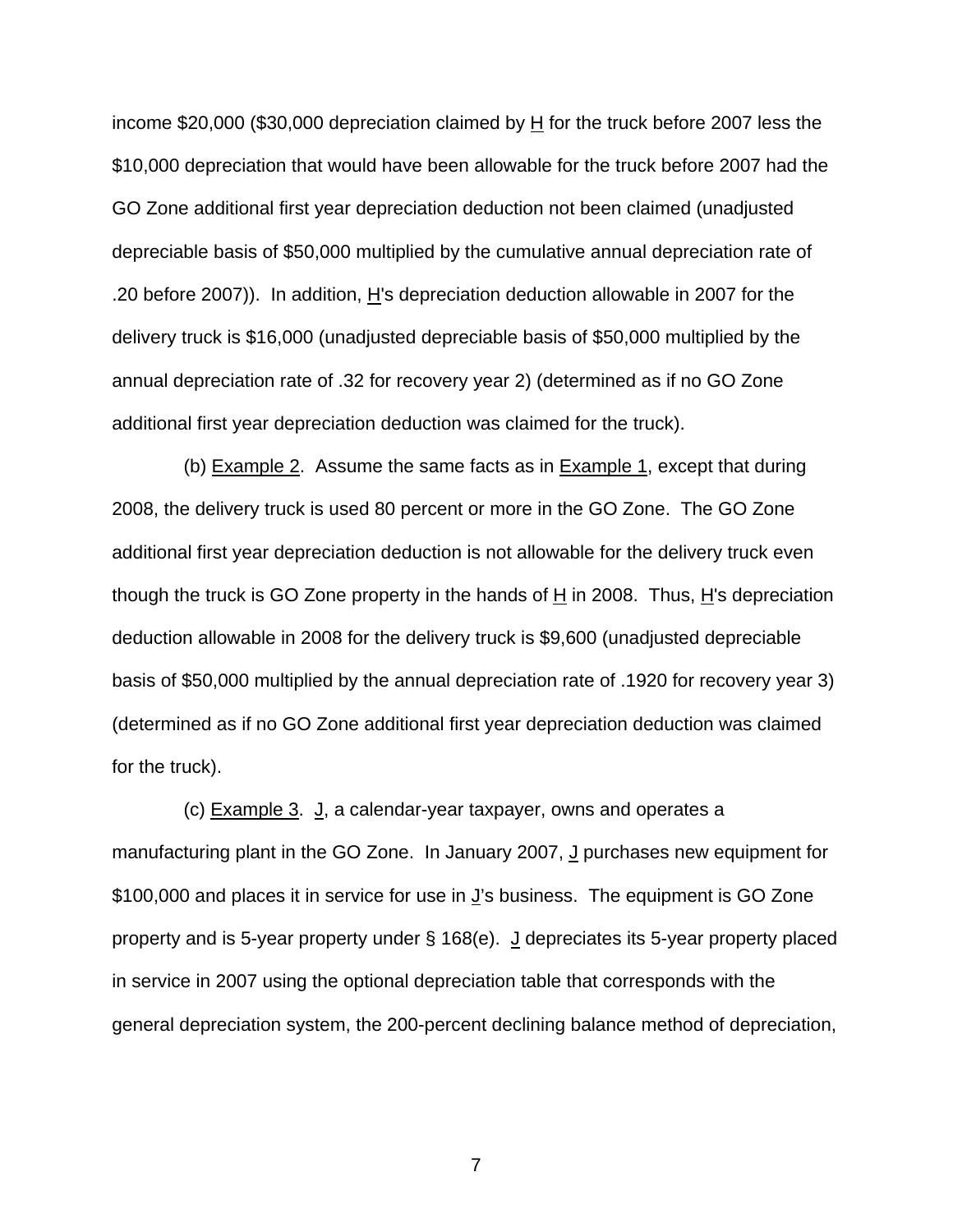income $20,000 ($30,000 depreciation claimed by H for the truck before 2007 less the $10,000 depreciation that would have been allowable for the truck before 2007 had the GO Zone additional first year depreciation deduction not been claimed (unadjusted depreciable basis of $50,000 multiplied by the cumulative annual depreciation rate of .20 before 2007)). In addition, H's depreciation deduction allowable in 2007 for the delivery truck is $16,000 (unadjusted depreciable basis of $50,000 multiplied by the annual depreciation rate of .32 for recovery year 2) (determined as if no GO Zone additional first year depreciation deduction was claimed for the truck).

(b) Example 2. Assume the same facts as in Example 1, except that during 2008, the delivery truck is used 80 percent or more in the GO Zone. The GO Zone additional first year depreciation deduction is not allowable for the delivery truck even though the truck is GO Zone property in the hands of H in 2008. Thus, H's depreciation deduction allowable in 2008 for the delivery truck is $9,600 (unadjusted depreciable basis of $50,000 multiplied by the annual depreciation rate of .1920 for recovery year 3) (determined as if no GO Zone additional first year depreciation deduction was claimed for the truck).

(c) Example 3. J, a calendar-year taxpayer, owns and operates a manufacturing plant in the GO Zone. In January 2007, J purchases new equipment for $100,000 and places it in service for use in J's business. The equipment is GO Zone property and is 5-year property under § 168(e). J depreciates its 5-year property placed in service in 2007 using the optional depreciation table that corresponds with the general depreciation system, the 200-percent declining balance method of depreciation,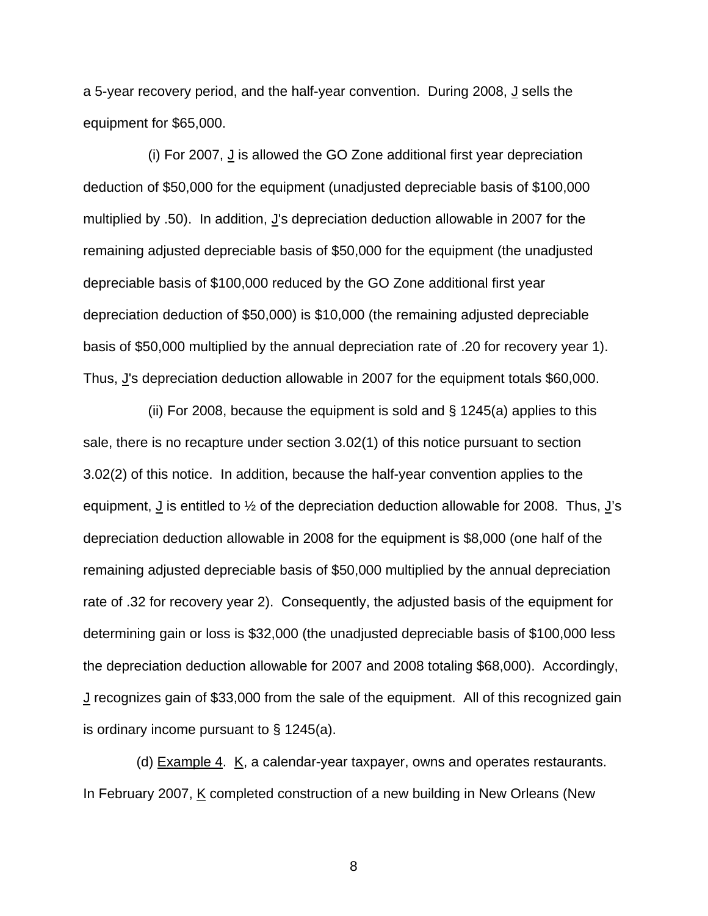a 5-year recovery period, and the half-year convention. During 2008, J sells the equipment for $65,000.

(i) For 2007, J is allowed the GO Zone additional first year depreciation deduction of $50,000 for the equipment (unadjusted depreciable basis of $100,000 multiplied by .50). In addition, J's depreciation deduction allowable in 2007 for the remaining adjusted depreciable basis of $50,000 for the equipment (the unadjusted depreciable basis of $100,000 reduced by the GO Zone additional first year depreciation deduction of $50,000) is $10,000 (the remaining adjusted depreciable basis of $50,000 multiplied by the annual depreciation rate of .20 for recovery year 1). Thus, J's depreciation deduction allowable in 2007 for the equipment totals $60,000.

(ii) For 2008, because the equipment is sold and § 1245(a) applies to this sale, there is no recapture under section 3.02(1) of this notice pursuant to section 3.02(2) of this notice. In addition, because the half-year convention applies to the equipment, J is entitled to ½ of the depreciation deduction allowable for 2008. Thus, J's depreciation deduction allowable in 2008 for the equipment is $8,000 (one half of the remaining adjusted depreciable basis of $50,000 multiplied by the annual depreciation rate of .32 for recovery year 2). Consequently, the adjusted basis of the equipment for determining gain or loss is $32,000 (the unadjusted depreciable basis of $100,000 less the depreciation deduction allowable for 2007 and 2008 totaling $68,000). Accordingly, J recognizes gain of $33,000 from the sale of the equipment. All of this recognized gain is ordinary income pursuant to § 1245(a).

(d) Example 4. K, a calendar-year taxpayer, owns and operates restaurants. In February 2007, K completed construction of a new building in New Orleans (New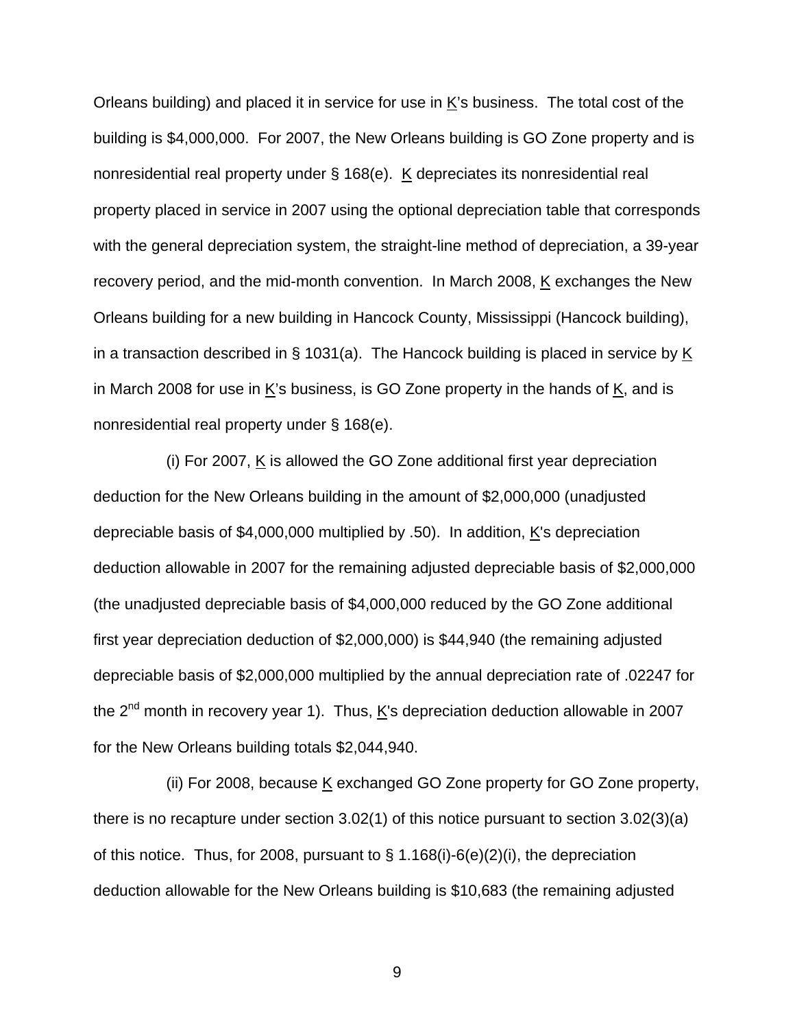Orleans building) and placed it in service for use in K's business. The total cost of the building is $4,000,000. For 2007, the New Orleans building is GO Zone property and is nonresidential real property under § 168(e). K depreciates its nonresidential real property placed in service in 2007 using the optional depreciation table that corresponds with the general depreciation system, the straight-line method of depreciation, a 39-year recovery period, and the mid-month convention. In March 2008, K exchanges the New Orleans building for a new building in Hancock County, Mississippi (Hancock building), in a transaction described in § 1031(a). The Hancock building is placed in service by K in March 2008 for use in K's business, is GO Zone property in the hands of K, and is nonresidential real property under § 168(e).

(i) For 2007, K is allowed the GO Zone additional first year depreciation deduction for the New Orleans building in the amount of $2,000,000 (unadjusted depreciable basis of $4,000,000 multiplied by .50). In addition, K's depreciation deduction allowable in 2007 for the remaining adjusted depreciable basis of $2,000,000 (the unadjusted depreciable basis of $4,000,000 reduced by the GO Zone additional first year depreciation deduction of $2,000,000) is $44,940 (the remaining adjusted depreciable basis of $2,000,000 multiplied by the annual depreciation rate of .02247 for the 2nd month in recovery year 1). Thus, K's depreciation deduction allowable in 2007 for the New Orleans building totals $2,044,940.

(ii) For 2008, because K exchanged GO Zone property for GO Zone property, there is no recapture under section 3.02(1) of this notice pursuant to section 3.02(3)(a) of this notice. Thus, for 2008, pursuant to § 1.168(i)-6(e)(2)(i), the depreciation deduction allowable for the New Orleans building is $10,683 (the remaining adjusted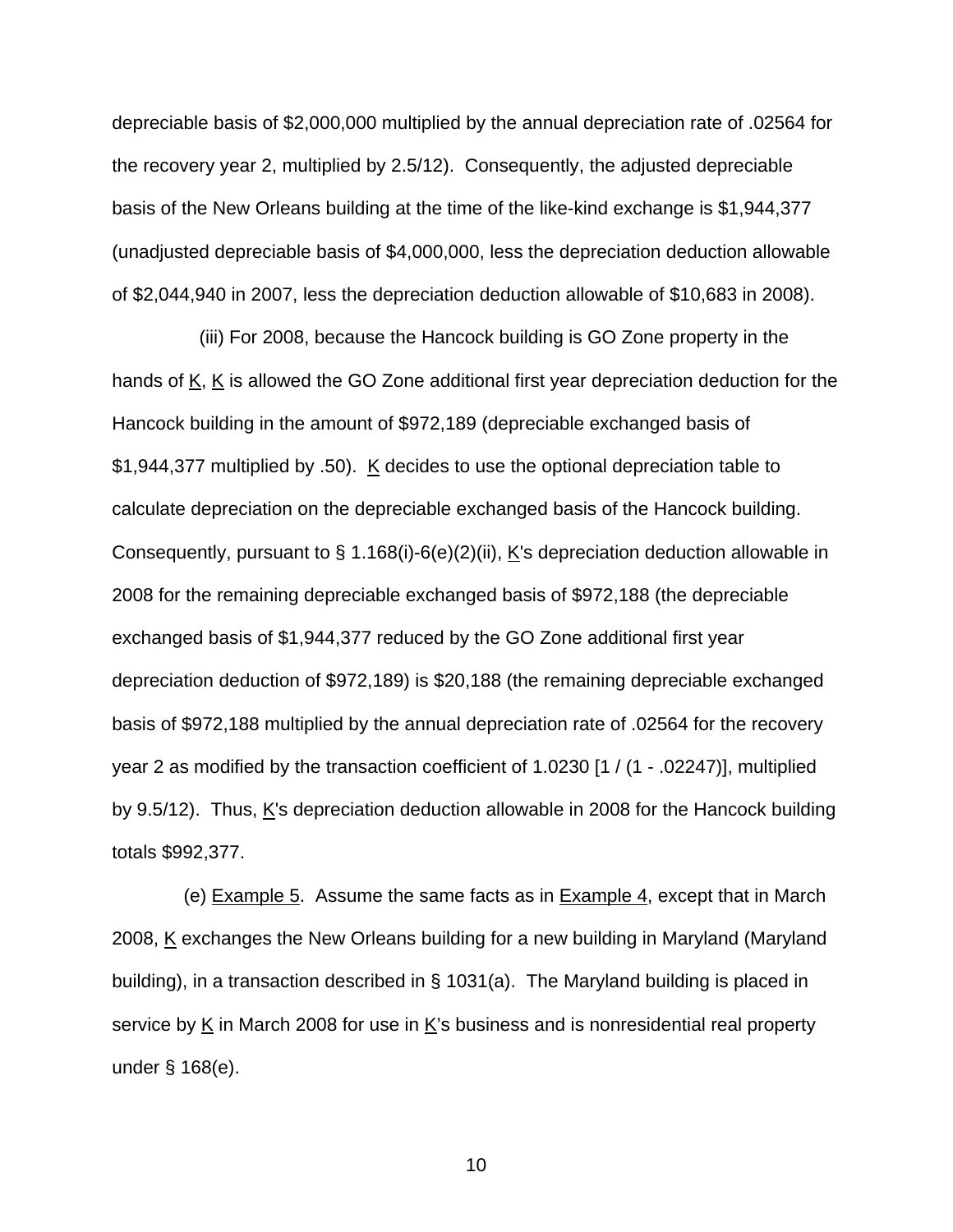depreciable basis of $2,000,000 multiplied by the annual depreciation rate of .02564 for the recovery year 2, multiplied by 2.5/12). Consequently, the adjusted depreciable basis of the New Orleans building at the time of the like-kind exchange is $1,944,377 (unadjusted depreciable basis of $4,000,000, less the depreciation deduction allowable of $2,044,940 in 2007, less the depreciation deduction allowable of $10,683 in 2008).

(iii) For 2008, because the Hancock building is GO Zone property in the hands of K, K is allowed the GO Zone additional first year depreciation deduction for the Hancock building in the amount of $972,189 (depreciable exchanged basis of $1,944,377 multiplied by .50). K decides to use the optional depreciation table to calculate depreciation on the depreciable exchanged basis of the Hancock building. Consequently, pursuant to § 1.168(i)-6(e)(2)(ii), K's depreciation deduction allowable in 2008 for the remaining depreciable exchanged basis of $972,188 (the depreciable exchanged basis of $1,944,377 reduced by the GO Zone additional first year depreciation deduction of $972,189) is $20,188 (the remaining depreciable exchanged basis of $972,188 multiplied by the annual depreciation rate of .02564 for the recovery year 2 as modified by the transaction coefficient of 1.0230 [1 / (1 - .02247)], multiplied by 9.5/12). Thus, K's depreciation deduction allowable in 2008 for the Hancock building totals $992,377.

(e) Example 5. Assume the same facts as in Example 4, except that in March 2008, K exchanges the New Orleans building for a new building in Maryland (Maryland building), in a transaction described in § 1031(a). The Maryland building is placed in service by K in March 2008 for use in K's business and is nonresidential real property under § 168(e).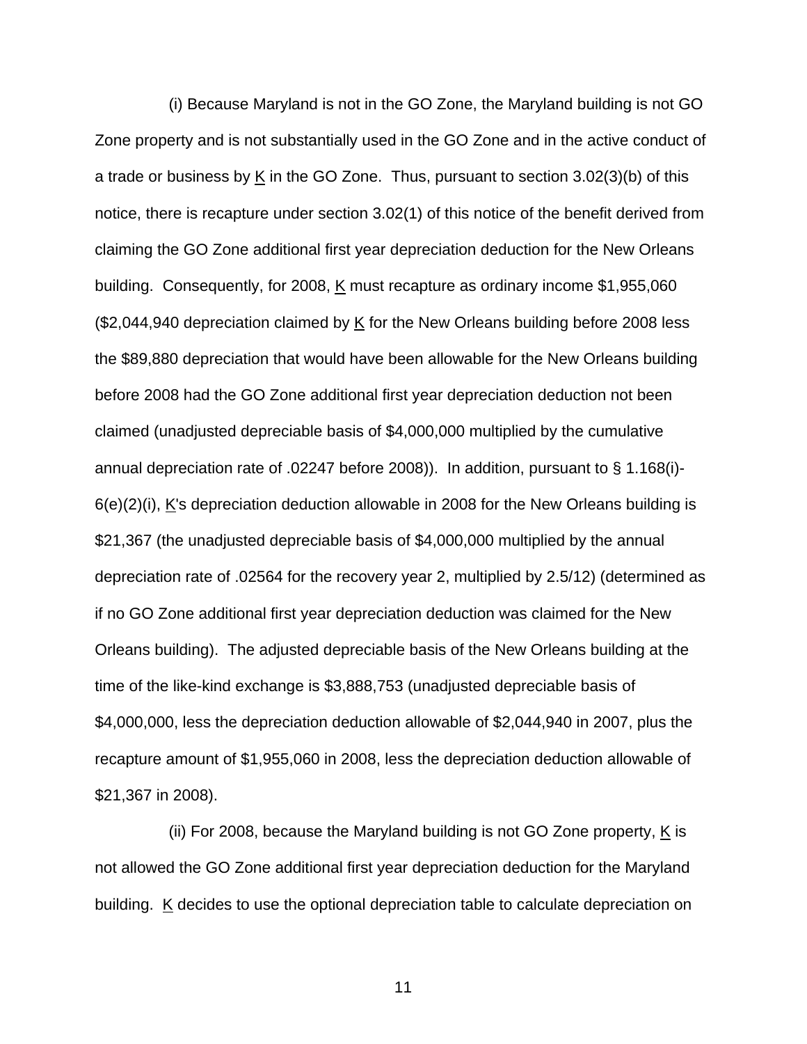(i) Because Maryland is not in the GO Zone, the Maryland building is not GO Zone property and is not substantially used in the GO Zone and in the active conduct of a trade or business by K in the GO Zone. Thus, pursuant to section 3.02(3)(b) of this notice, there is recapture under section 3.02(1) of this notice of the benefit derived from claiming the GO Zone additional first year depreciation deduction for the New Orleans building. Consequently, for 2008, K must recapture as ordinary income $1,955,060 ($2,044,940 depreciation claimed by K for the New Orleans building before 2008 less the $89,880 depreciation that would have been allowable for the New Orleans building before 2008 had the GO Zone additional first year depreciation deduction not been claimed (unadjusted depreciable basis of $4,000,000 multiplied by the cumulative annual depreciation rate of .02247 before 2008)). In addition, pursuant to § 1.168(i)-6(e)(2)(i), K's depreciation deduction allowable in 2008 for the New Orleans building is $21,367 (the unadjusted depreciable basis of $4,000,000 multiplied by the annual depreciation rate of .02564 for the recovery year 2, multiplied by 2.5/12) (determined as if no GO Zone additional first year depreciation deduction was claimed for the New Orleans building). The adjusted depreciable basis of the New Orleans building at the time of the like-kind exchange is $3,888,753 (unadjusted depreciable basis of $4,000,000, less the depreciation deduction allowable of $2,044,940 in 2007, plus the recapture amount of $1,955,060 in 2008, less the depreciation deduction allowable of $21,367 in 2008).

(ii) For 2008, because the Maryland building is not GO Zone property, K is not allowed the GO Zone additional first year depreciation deduction for the Maryland building. K decides to use the optional depreciation table to calculate depreciation on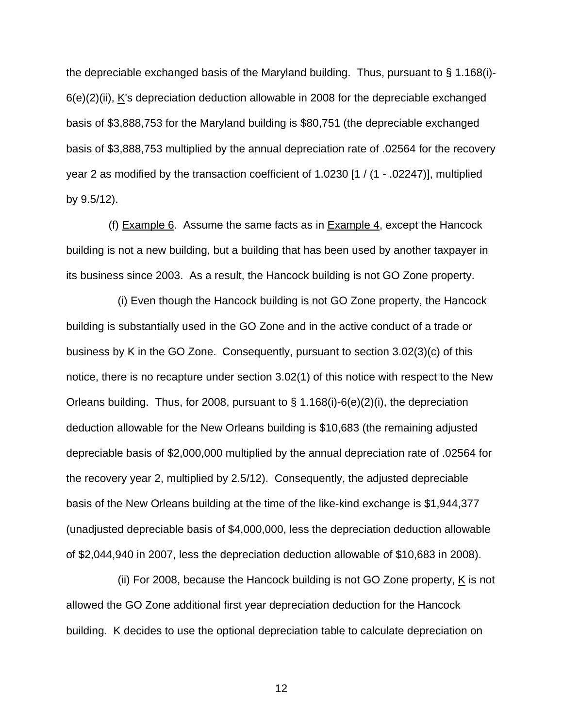the depreciable exchanged basis of the Maryland building. Thus, pursuant to § 1.168(i)-6(e)(2)(ii), K's depreciation deduction allowable in 2008 for the depreciable exchanged basis of $3,888,753 for the Maryland building is $80,751 (the depreciable exchanged basis of $3,888,753 multiplied by the annual depreciation rate of .02564 for the recovery year 2 as modified by the transaction coefficient of 1.0230 [1 / (1 - .02247)], multiplied by 9.5/12).

(f) Example 6. Assume the same facts as in Example 4, except the Hancock building is not a new building, but a building that has been used by another taxpayer in its business since 2003. As a result, the Hancock building is not GO Zone property.

(i) Even though the Hancock building is not GO Zone property, the Hancock building is substantially used in the GO Zone and in the active conduct of a trade or business by K in the GO Zone. Consequently, pursuant to section 3.02(3)(c) of this notice, there is no recapture under section 3.02(1) of this notice with respect to the New Orleans building. Thus, for 2008, pursuant to § 1.168(i)-6(e)(2)(i), the depreciation deduction allowable for the New Orleans building is $10,683 (the remaining adjusted depreciable basis of $2,000,000 multiplied by the annual depreciation rate of .02564 for the recovery year 2, multiplied by 2.5/12). Consequently, the adjusted depreciable basis of the New Orleans building at the time of the like-kind exchange is $1,944,377 (unadjusted depreciable basis of $4,000,000, less the depreciation deduction allowable of $2,044,940 in 2007, less the depreciation deduction allowable of $10,683 in 2008).

(ii) For 2008, because the Hancock building is not GO Zone property, K is not allowed the GO Zone additional first year depreciation deduction for the Hancock building. K decides to use the optional depreciation table to calculate depreciation on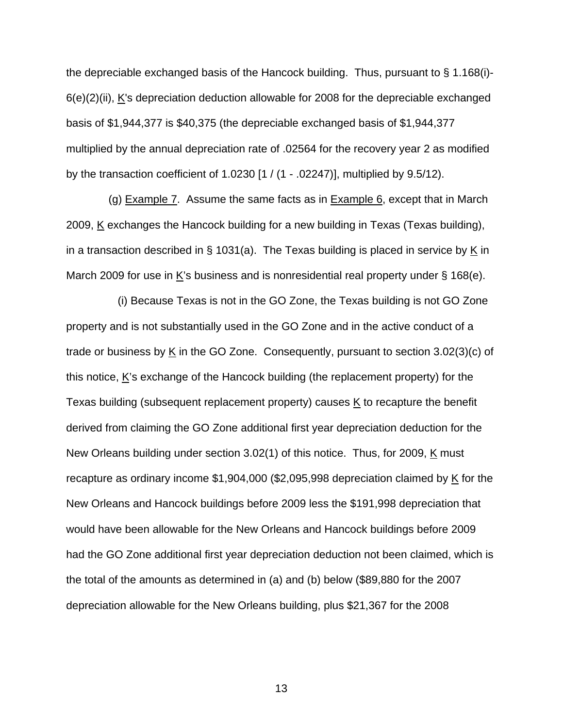the depreciable exchanged basis of the Hancock building. Thus, pursuant to § 1.168(i)-6(e)(2)(ii), K's depreciation deduction allowable for 2008 for the depreciable exchanged basis of $1,944,377 is $40,375 (the depreciable exchanged basis of $1,944,377 multiplied by the annual depreciation rate of .02564 for the recovery year 2 as modified by the transaction coefficient of 1.0230 [1 / (1 - .02247)], multiplied by 9.5/12).

(g) Example 7. Assume the same facts as in Example 6, except that in March 2009, K exchanges the Hancock building for a new building in Texas (Texas building), in a transaction described in § 1031(a). The Texas building is placed in service by K in March 2009 for use in K's business and is nonresidential real property under § 168(e).

(i) Because Texas is not in the GO Zone, the Texas building is not GO Zone property and is not substantially used in the GO Zone and in the active conduct of a trade or business by K in the GO Zone. Consequently, pursuant to section 3.02(3)(c) of this notice, K's exchange of the Hancock building (the replacement property) for the Texas building (subsequent replacement property) causes K to recapture the benefit derived from claiming the GO Zone additional first year depreciation deduction for the New Orleans building under section 3.02(1) of this notice. Thus, for 2009, K must recapture as ordinary income $1,904,000 ($2,095,998 depreciation claimed by K for the New Orleans and Hancock buildings before 2009 less the $191,998 depreciation that would have been allowable for the New Orleans and Hancock buildings before 2009 had the GO Zone additional first year depreciation deduction not been claimed, which is the total of the amounts as determined in (a) and (b) below ($89,880 for the 2007 depreciation allowable for the New Orleans building, plus $21,367 for the 2008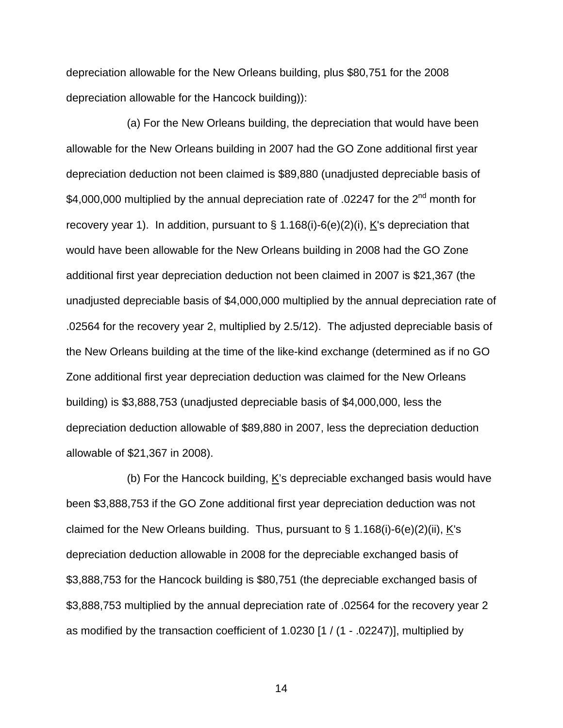depreciation allowable for the New Orleans building, plus $80,751 for the 2008 depreciation allowable for the Hancock building)):

(a) For the New Orleans building, the depreciation that would have been allowable for the New Orleans building in 2007 had the GO Zone additional first year depreciation deduction not been claimed is $89,880 (unadjusted depreciable basis of $4,000,000 multiplied by the annual depreciation rate of .02247 for the 2nd month for recovery year 1). In addition, pursuant to § 1.168(i)-6(e)(2)(i), K's depreciation that would have been allowable for the New Orleans building in 2008 had the GO Zone additional first year depreciation deduction not been claimed in 2007 is $21,367 (the unadjusted depreciable basis of $4,000,000 multiplied by the annual depreciation rate of .02564 for the recovery year 2, multiplied by 2.5/12). The adjusted depreciable basis of the New Orleans building at the time of the like-kind exchange (determined as if no GO Zone additional first year depreciation deduction was claimed for the New Orleans building) is $3,888,753 (unadjusted depreciable basis of $4,000,000, less the depreciation deduction allowable of $89,880 in 2007, less the depreciation deduction allowable of $21,367 in 2008).

(b) For the Hancock building, K's depreciable exchanged basis would have been $3,888,753 if the GO Zone additional first year depreciation deduction was not claimed for the New Orleans building. Thus, pursuant to § 1.168(i)-6(e)(2)(ii), K's depreciation deduction allowable in 2008 for the depreciable exchanged basis of $3,888,753 for the Hancock building is $80,751 (the depreciable exchanged basis of $3,888,753 multiplied by the annual depreciation rate of .02564 for the recovery year 2 as modified by the transaction coefficient of 1.0230 [1 / (1 - .02247)], multiplied by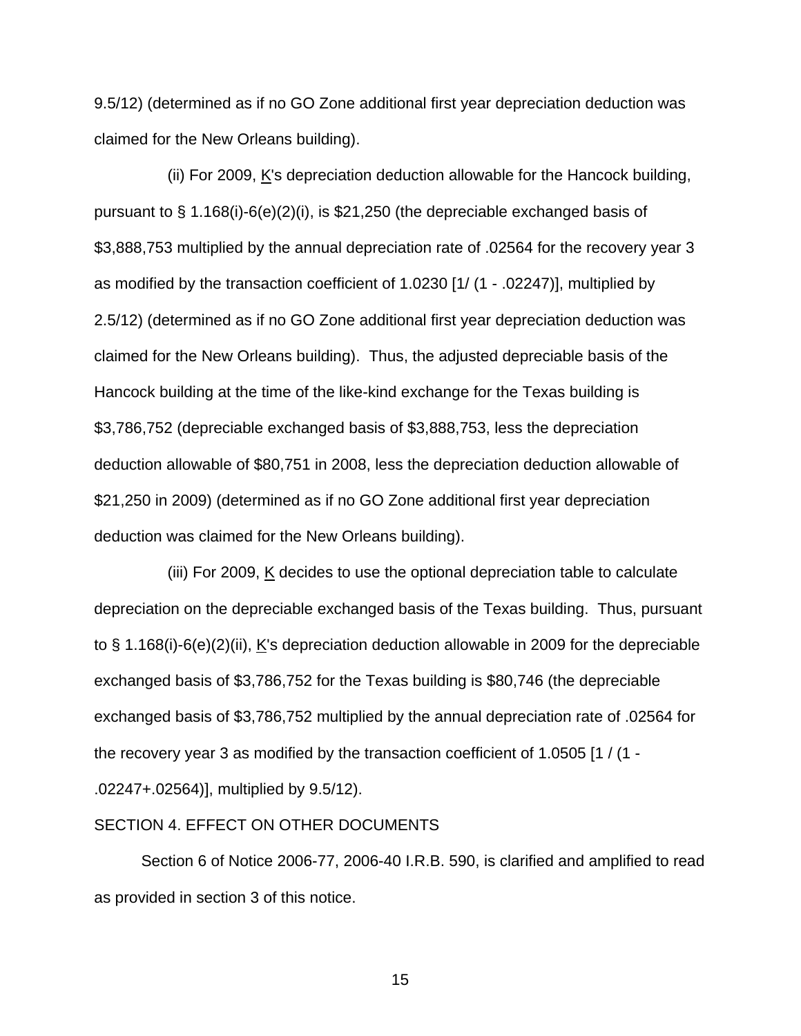9.5/12) (determined as if no GO Zone additional first year depreciation deduction was claimed for the New Orleans building).

(ii) For 2009, K's depreciation deduction allowable for the Hancock building, pursuant to § 1.168(i)-6(e)(2)(i), is $21,250 (the depreciable exchanged basis of $3,888,753 multiplied by the annual depreciation rate of .02564 for the recovery year 3 as modified by the transaction coefficient of 1.0230 [1/ (1 - .02247)], multiplied by 2.5/12) (determined as if no GO Zone additional first year depreciation deduction was claimed for the New Orleans building). Thus, the adjusted depreciable basis of the Hancock building at the time of the like-kind exchange for the Texas building is $3,786,752 (depreciable exchanged basis of $3,888,753, less the depreciation deduction allowable of $80,751 in 2008, less the depreciation deduction allowable of $21,250 in 2009) (determined as if no GO Zone additional first year depreciation deduction was claimed for the New Orleans building).

(iii) For 2009, K decides to use the optional depreciation table to calculate depreciation on the depreciable exchanged basis of the Texas building. Thus, pursuant to § 1.168(i)-6(e)(2)(ii), K's depreciation deduction allowable in 2009 for the depreciable exchanged basis of $3,786,752 for the Texas building is $80,746 (the depreciable exchanged basis of $3,786,752 multiplied by the annual depreciation rate of .02564 for the recovery year 3 as modified by the transaction coefficient of 1.0505 [1 / (1 - .02247+.02564)], multiplied by 9.5/12).

SECTION 4. EFFECT ON OTHER DOCUMENTS

Section 6 of Notice 2006-77, 2006-40 I.R.B. 590, is clarified and amplified to read as provided in section 3 of this notice.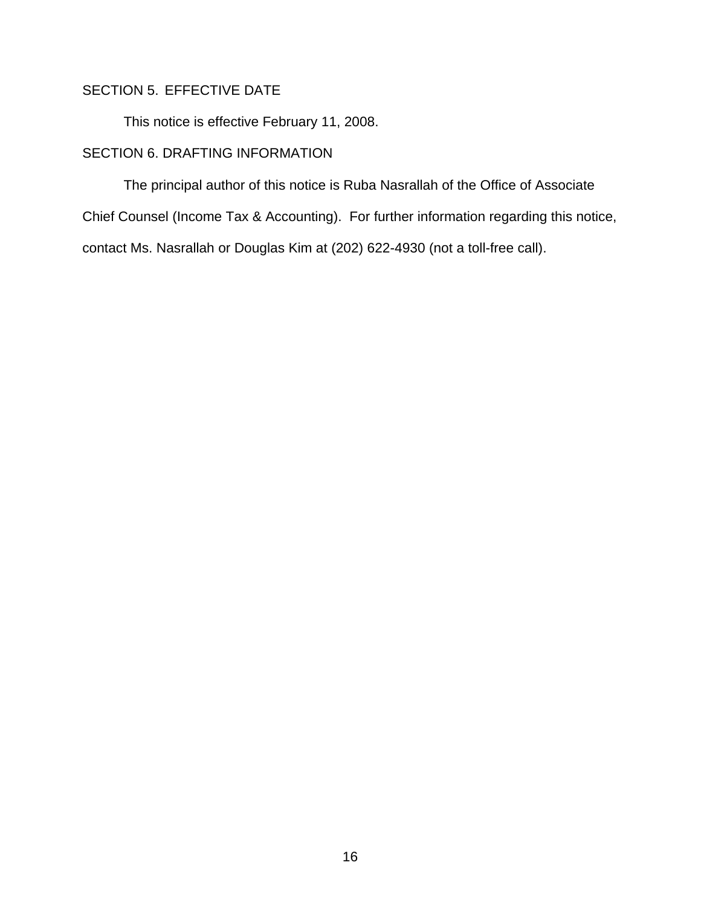## SECTION 5. EFFECTIVE DATE

This notice is effective February 11, 2008.

## SECTION 6. DRAFTING INFORMATION

The principal author of this notice is Ruba Nasrallah of the Office of Associate Chief Counsel (Income Tax & Accounting). For further information regarding this notice, contact Ms. Nasrallah or Douglas Kim at (202) 622-4930 (not a toll-free call).